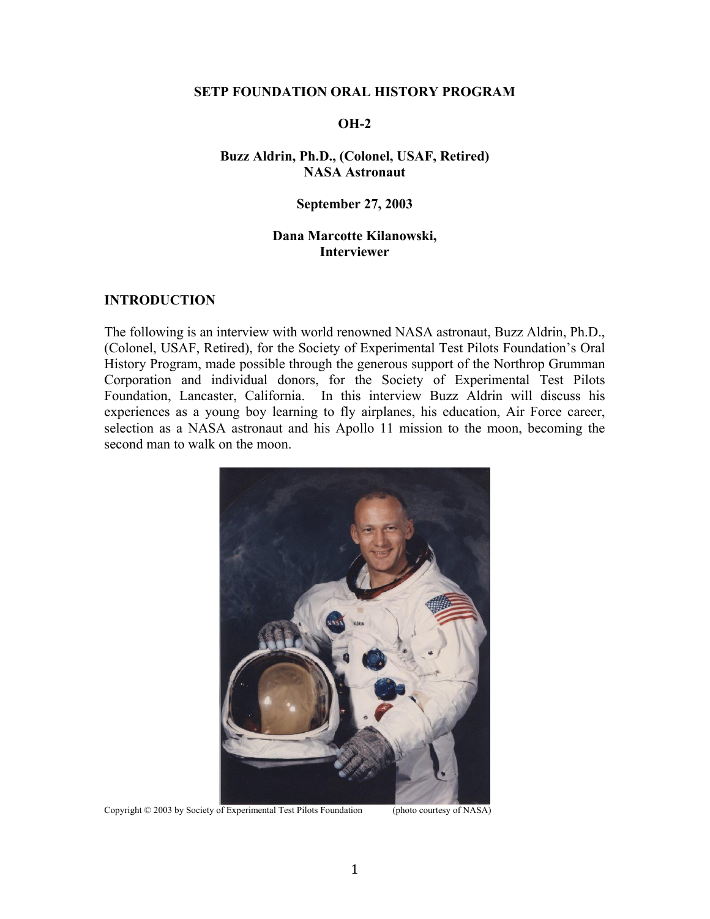**SETP FOUNDATION ORAL HISTORY PROGRAM**

**OH-2**

**Buzz Aldrin, Ph.D., (Colonel, USAF, Retired)**
**NASA Astronaut**

**September 27, 2003**

**Dana Marcotte Kilanowski,**
**Interviewer**

## INTRODUCTION

The following is an interview with world renowned NASA astronaut, Buzz Aldrin, Ph.D., (Colonel, USAF, Retired), for the Society of Experimental Test Pilots Foundation's Oral History Program, made possible through the generous support of the Northrop Grumman Corporation and individual donors, for the Society of Experimental Test Pilots Foundation, Lancaster, California. In this interview Buzz Aldrin will discuss his experiences as a young boy learning to fly airplanes, his education, Air Force career, selection as a NASA astronaut and his Apollo 11 mission to the moon, becoming the second man to walk on the moon.

Copyright © 2003 by Society of Experimental Test Pilots Foundation (photo courtesy of NASA)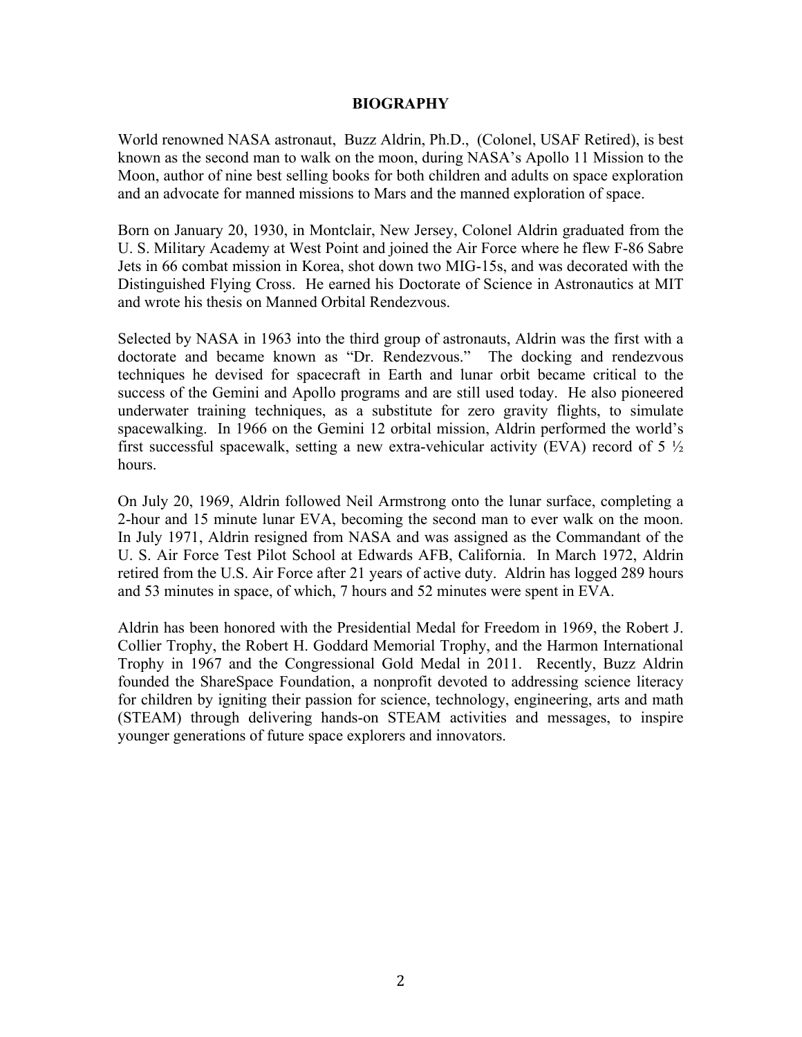## BIOGRAPHY

World renowned NASA astronaut, Buzz Aldrin, Ph.D., (Colonel, USAF Retired), is best known as the second man to walk on the moon, during NASA's Apollo 11 Mission to the Moon, author of nine best selling books for both children and adults on space exploration and an advocate for manned missions to Mars and the manned exploration of space.

Born on January 20, 1930, in Montclair, New Jersey, Colonel Aldrin graduated from the U. S. Military Academy at West Point and joined the Air Force where he flew F-86 Sabre Jets in 66 combat mission in Korea, shot down two MIG-15s, and was decorated with the Distinguished Flying Cross. He earned his Doctorate of Science in Astronautics at MIT and wrote his thesis on Manned Orbital Rendezvous.

Selected by NASA in 1963 into the third group of astronauts, Aldrin was the first with a doctorate and became known as "Dr. Rendezvous." The docking and rendezvous techniques he devised for spacecraft in Earth and lunar orbit became critical to the success of the Gemini and Apollo programs and are still used today. He also pioneered underwater training techniques, as a substitute for zero gravity flights, to simulate spacewalking. In 1966 on the Gemini 12 orbital mission, Aldrin performed the world's first successful spacewalk, setting a new extra-vehicular activity (EVA) record of 5 ½ hours.

On July 20, 1969, Aldrin followed Neil Armstrong onto the lunar surface, completing a 2-hour and 15 minute lunar EVA, becoming the second man to ever walk on the moon. In July 1971, Aldrin resigned from NASA and was assigned as the Commandant of the U. S. Air Force Test Pilot School at Edwards AFB, California. In March 1972, Aldrin retired from the U.S. Air Force after 21 years of active duty. Aldrin has logged 289 hours and 53 minutes in space, of which, 7 hours and 52 minutes were spent in EVA.

Aldrin has been honored with the Presidential Medal for Freedom in 1969, the Robert J. Collier Trophy, the Robert H. Goddard Memorial Trophy, and the Harmon International Trophy in 1967 and the Congressional Gold Medal in 2011. Recently, Buzz Aldrin founded the ShareSpace Foundation, a nonprofit devoted to addressing science literacy for children by igniting their passion for science, technology, engineering, arts and math (STEAM) through delivering hands-on STEAM activities and messages, to inspire younger generations of future space explorers and innovators.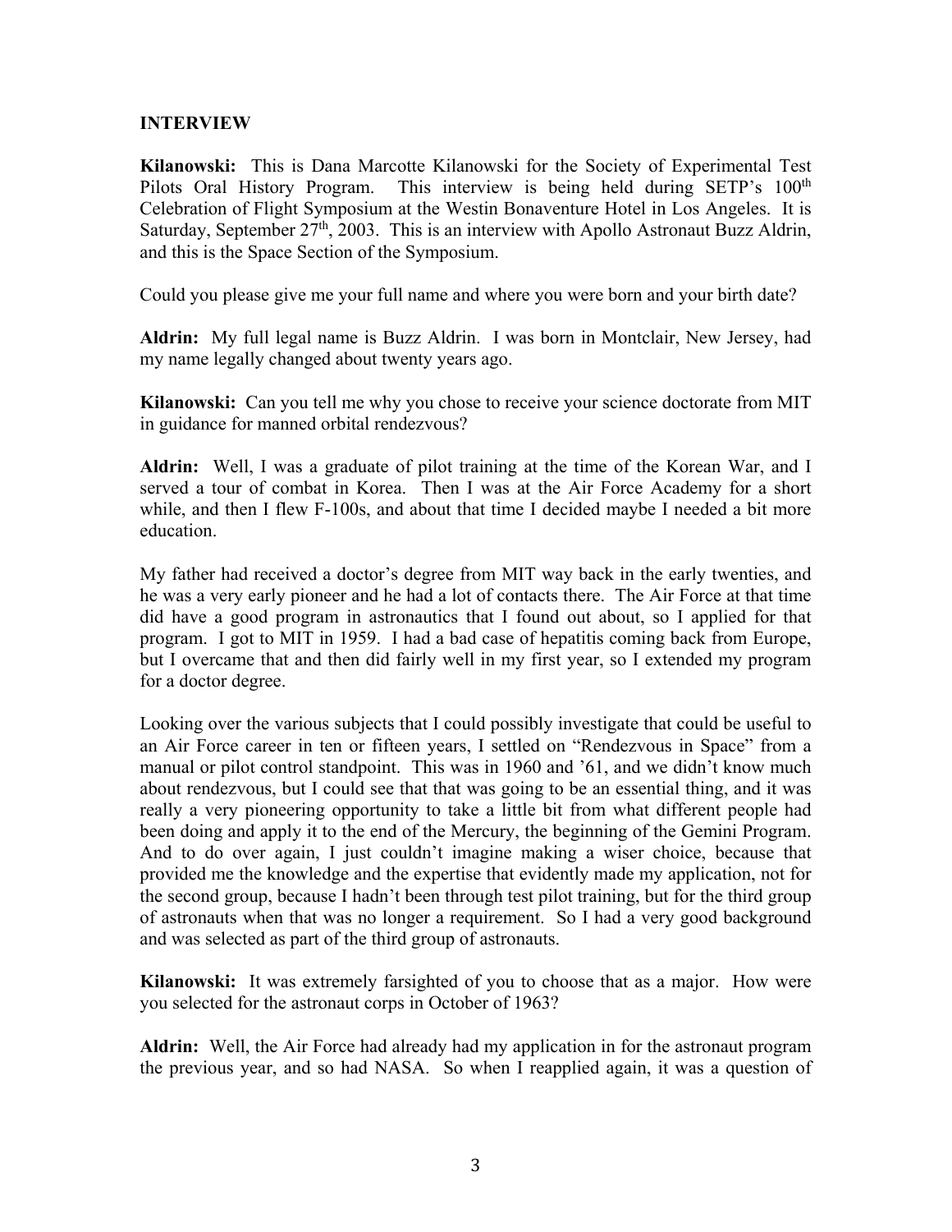## INTERVIEW

**Kilanowski:** This is Dana Marcotte Kilanowski for the Society of Experimental Test Pilots Oral History Program. This interview is being held during SETP's 100th Celebration of Flight Symposium at the Westin Bonaventure Hotel in Los Angeles. It is Saturday, September 27th, 2003. This is an interview with Apollo Astronaut Buzz Aldrin, and this is the Space Section of the Symposium.

Could you please give me your full name and where you were born and your birth date?

**Aldrin:** My full legal name is Buzz Aldrin. I was born in Montclair, New Jersey, had my name legally changed about twenty years ago.

**Kilanowski:** Can you tell me why you chose to receive your science doctorate from MIT in guidance for manned orbital rendezvous?

**Aldrin:** Well, I was a graduate of pilot training at the time of the Korean War, and I served a tour of combat in Korea. Then I was at the Air Force Academy for a short while, and then I flew F-100s, and about that time I decided maybe I needed a bit more education.

My father had received a doctor's degree from MIT way back in the early twenties, and he was a very early pioneer and he had a lot of contacts there. The Air Force at that time did have a good program in astronautics that I found out about, so I applied for that program. I got to MIT in 1959. I had a bad case of hepatitis coming back from Europe, but I overcame that and then did fairly well in my first year, so I extended my program for a doctor degree.

Looking over the various subjects that I could possibly investigate that could be useful to an Air Force career in ten or fifteen years, I settled on "Rendezvous in Space" from a manual or pilot control standpoint. This was in 1960 and '61, and we didn't know much about rendezvous, but I could see that that was going to be an essential thing, and it was really a very pioneering opportunity to take a little bit from what different people had been doing and apply it to the end of the Mercury, the beginning of the Gemini Program. And to do over again, I just couldn't imagine making a wiser choice, because that provided me the knowledge and the expertise that evidently made my application, not for the second group, because I hadn't been through test pilot training, but for the third group of astronauts when that was no longer a requirement. So I had a very good background and was selected as part of the third group of astronauts.

**Kilanowski:** It was extremely farsighted of you to choose that as a major. How were you selected for the astronaut corps in October of 1963?

**Aldrin:** Well, the Air Force had already had my application in for the astronaut program the previous year, and so had NASA. So when I reapplied again, it was a question of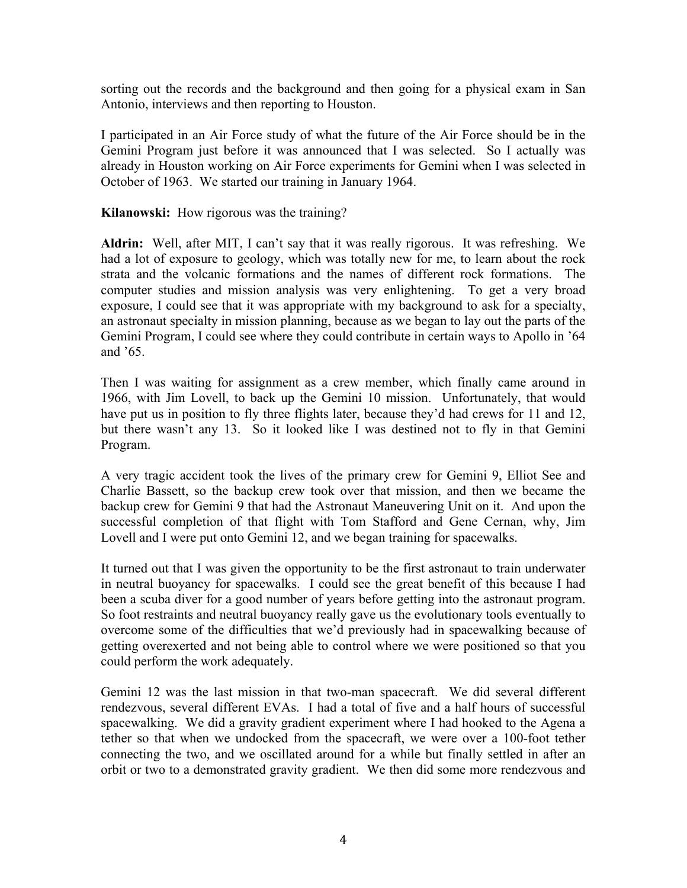sorting out the records and the background and then going for a physical exam in San Antonio, interviews and then reporting to Houston.

I participated in an Air Force study of what the future of the Air Force should be in the Gemini Program just before it was announced that I was selected. So I actually was already in Houston working on Air Force experiments for Gemini when I was selected in October of 1963. We started our training in January 1964.

**Kilanowski:** How rigorous was the training?

**Aldrin:** Well, after MIT, I can't say that it was really rigorous. It was refreshing. We had a lot of exposure to geology, which was totally new for me, to learn about the rock strata and the volcanic formations and the names of different rock formations. The computer studies and mission analysis was very enlightening. To get a very broad exposure, I could see that it was appropriate with my background to ask for a specialty, an astronaut specialty in mission planning, because as we began to lay out the parts of the Gemini Program, I could see where they could contribute in certain ways to Apollo in '64 and '65.

Then I was waiting for assignment as a crew member, which finally came around in 1966, with Jim Lovell, to back up the Gemini 10 mission. Unfortunately, that would have put us in position to fly three flights later, because they'd had crews for 11 and 12, but there wasn't any 13. So it looked like I was destined not to fly in that Gemini Program.

A very tragic accident took the lives of the primary crew for Gemini 9, Elliot See and Charlie Bassett, so the backup crew took over that mission, and then we became the backup crew for Gemini 9 that had the Astronaut Maneuvering Unit on it. And upon the successful completion of that flight with Tom Stafford and Gene Cernan, why, Jim Lovell and I were put onto Gemini 12, and we began training for spacewalks.

It turned out that I was given the opportunity to be the first astronaut to train underwater in neutral buoyancy for spacewalks. I could see the great benefit of this because I had been a scuba diver for a good number of years before getting into the astronaut program. So foot restraints and neutral buoyancy really gave us the evolutionary tools eventually to overcome some of the difficulties that we'd previously had in spacewalking because of getting overexerted and not being able to control where we were positioned so that you could perform the work adequately.

Gemini 12 was the last mission in that two-man spacecraft. We did several different rendezvous, several different EVAs. I had a total of five and a half hours of successful spacewalking. We did a gravity gradient experiment where I had hooked to the Agena a tether so that when we undocked from the spacecraft, we were over a 100-foot tether connecting the two, and we oscillated around for a while but finally settled in after an orbit or two to a demonstrated gravity gradient. We then did some more rendezvous and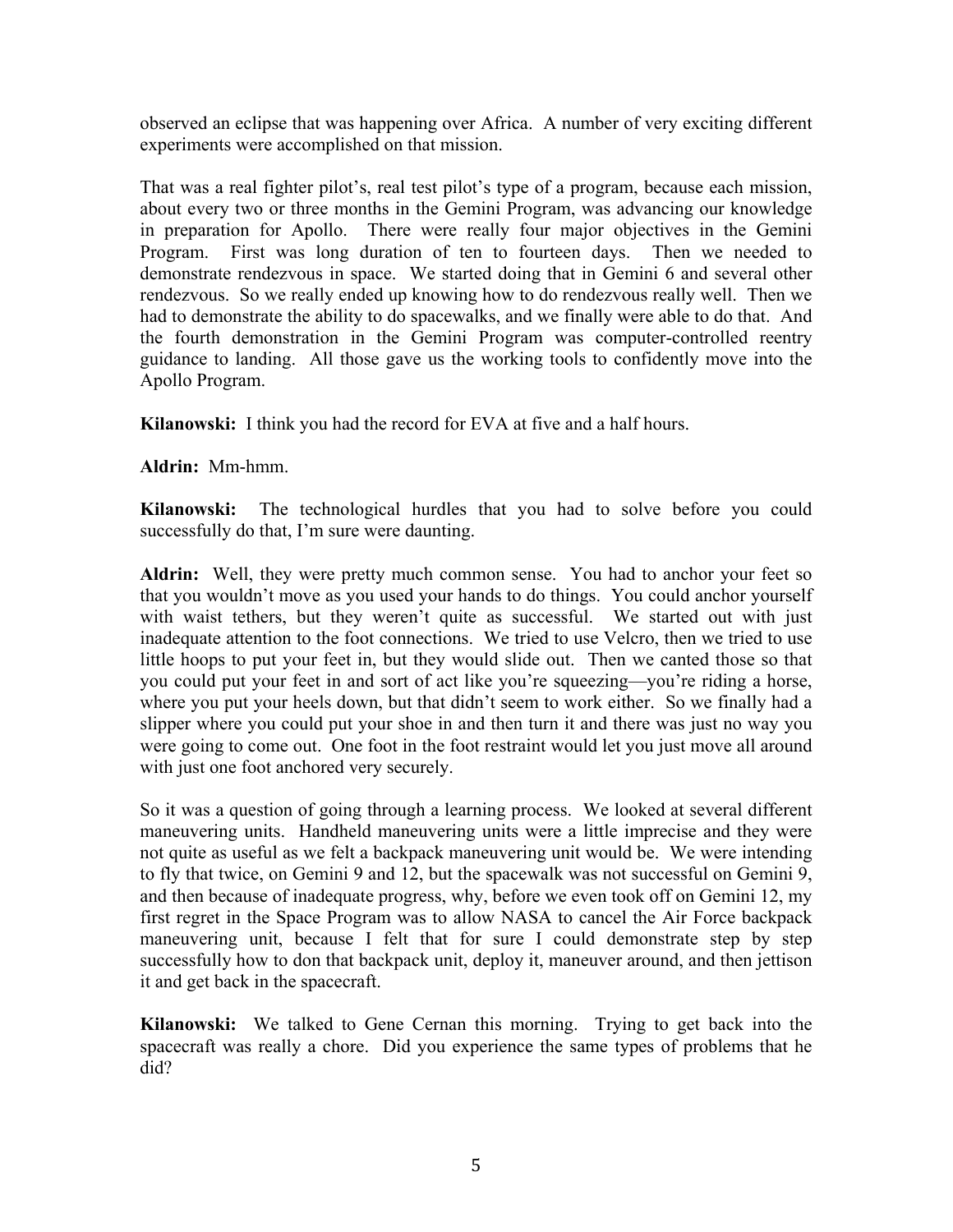observed an eclipse that was happening over Africa. A number of very exciting different experiments were accomplished on that mission.

That was a real fighter pilot's, real test pilot's type of a program, because each mission, about every two or three months in the Gemini Program, was advancing our knowledge in preparation for Apollo. There were really four major objectives in the Gemini Program. First was long duration of ten to fourteen days. Then we needed to demonstrate rendezvous in space. We started doing that in Gemini 6 and several other rendezvous. So we really ended up knowing how to do rendezvous really well. Then we had to demonstrate the ability to do spacewalks, and we finally were able to do that. And the fourth demonstration in the Gemini Program was computer-controlled reentry guidance to landing. All those gave us the working tools to confidently move into the Apollo Program.

**Kilanowski:** I think you had the record for EVA at five and a half hours.

**Aldrin:** Mm-hmm.

**Kilanowski:** The technological hurdles that you had to solve before you could successfully do that, I'm sure were daunting.

**Aldrin:** Well, they were pretty much common sense. You had to anchor your feet so that you wouldn't move as you used your hands to do things. You could anchor yourself with waist tethers, but they weren't quite as successful. We started out with just inadequate attention to the foot connections. We tried to use Velcro, then we tried to use little hoops to put your feet in, but they would slide out. Then we canted those so that you could put your feet in and sort of act like you're squeezing—you're riding a horse, where you put your heels down, but that didn't seem to work either. So we finally had a slipper where you could put your shoe in and then turn it and there was just no way you were going to come out. One foot in the foot restraint would let you just move all around with just one foot anchored very securely.

So it was a question of going through a learning process. We looked at several different maneuvering units. Handheld maneuvering units were a little imprecise and they were not quite as useful as we felt a backpack maneuvering unit would be. We were intending to fly that twice, on Gemini 9 and 12, but the spacewalk was not successful on Gemini 9, and then because of inadequate progress, why, before we even took off on Gemini 12, my first regret in the Space Program was to allow NASA to cancel the Air Force backpack maneuvering unit, because I felt that for sure I could demonstrate step by step successfully how to don that backpack unit, deploy it, maneuver around, and then jettison it and get back in the spacecraft.

**Kilanowski:** We talked to Gene Cernan this morning. Trying to get back into the spacecraft was really a chore. Did you experience the same types of problems that he did?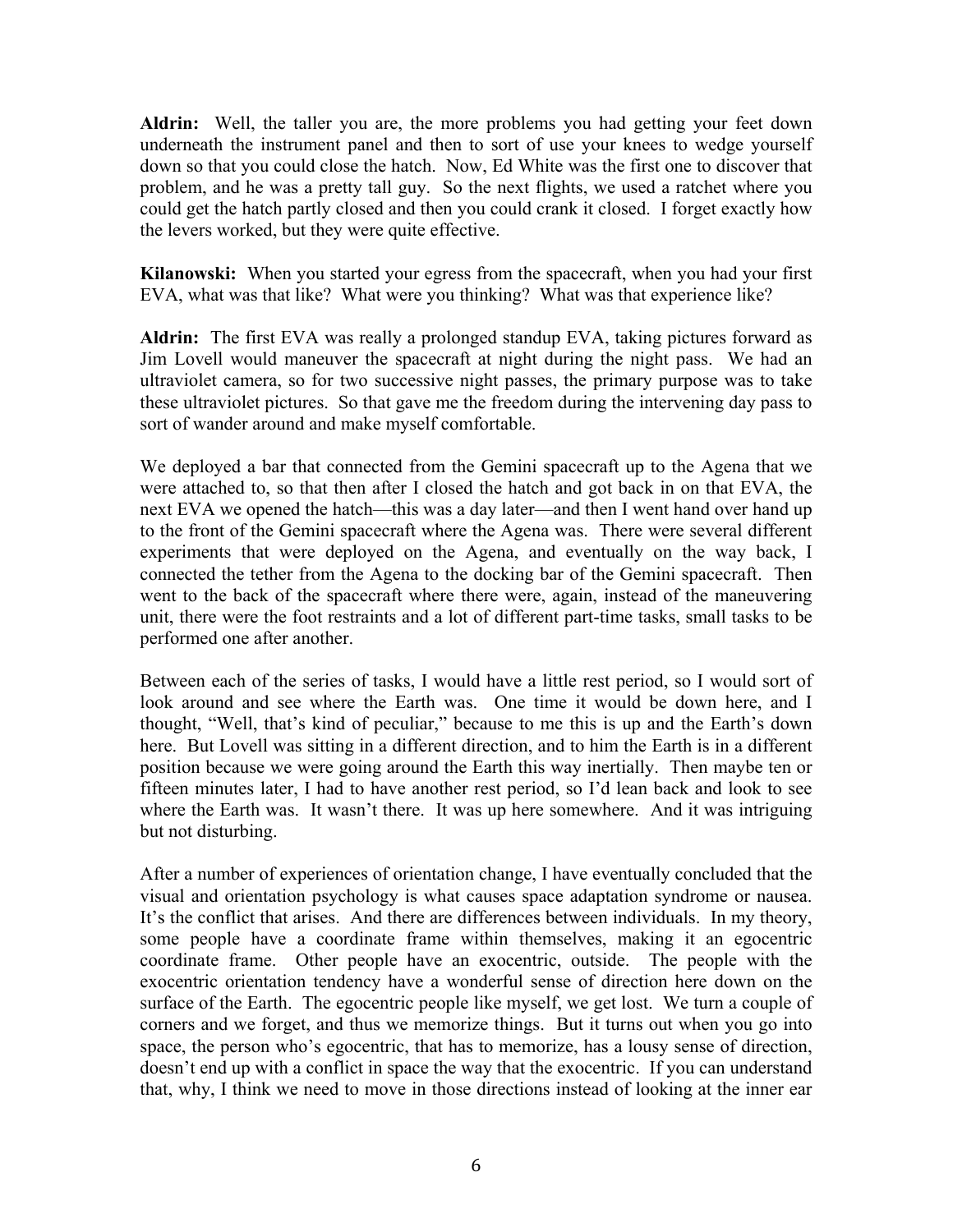**Aldrin:** Well, the taller you are, the more problems you had getting your feet down underneath the instrument panel and then to sort of use your knees to wedge yourself down so that you could close the hatch. Now, Ed White was the first one to discover that problem, and he was a pretty tall guy. So the next flights, we used a ratchet where you could get the hatch partly closed and then you could crank it closed. I forget exactly how the levers worked, but they were quite effective.

**Kilanowski:** When you started your egress from the spacecraft, when you had your first EVA, what was that like? What were you thinking? What was that experience like?

**Aldrin:** The first EVA was really a prolonged standup EVA, taking pictures forward as Jim Lovell would maneuver the spacecraft at night during the night pass. We had an ultraviolet camera, so for two successive night passes, the primary purpose was to take these ultraviolet pictures. So that gave me the freedom during the intervening day pass to sort of wander around and make myself comfortable.

We deployed a bar that connected from the Gemini spacecraft up to the Agena that we were attached to, so that then after I closed the hatch and got back in on that EVA, the next EVA we opened the hatch—this was a day later—and then I went hand over hand up to the front of the Gemini spacecraft where the Agena was. There were several different experiments that were deployed on the Agena, and eventually on the way back, I connected the tether from the Agena to the docking bar of the Gemini spacecraft. Then went to the back of the spacecraft where there were, again, instead of the maneuvering unit, there were the foot restraints and a lot of different part-time tasks, small tasks to be performed one after another.

Between each of the series of tasks, I would have a little rest period, so I would sort of look around and see where the Earth was. One time it would be down here, and I thought, "Well, that's kind of peculiar," because to me this is up and the Earth's down here. But Lovell was sitting in a different direction, and to him the Earth is in a different position because we were going around the Earth this way inertially. Then maybe ten or fifteen minutes later, I had to have another rest period, so I'd lean back and look to see where the Earth was. It wasn't there. It was up here somewhere. And it was intriguing but not disturbing.

After a number of experiences of orientation change, I have eventually concluded that the visual and orientation psychology is what causes space adaptation syndrome or nausea. It's the conflict that arises. And there are differences between individuals. In my theory, some people have a coordinate frame within themselves, making it an egocentric coordinate frame. Other people have an exocentric, outside. The people with the exocentric orientation tendency have a wonderful sense of direction here down on the surface of the Earth. The egocentric people like myself, we get lost. We turn a couple of corners and we forget, and thus we memorize things. But it turns out when you go into space, the person who's egocentric, that has to memorize, has a lousy sense of direction, doesn't end up with a conflict in space the way that the exocentric. If you can understand that, why, I think we need to move in those directions instead of looking at the inner ear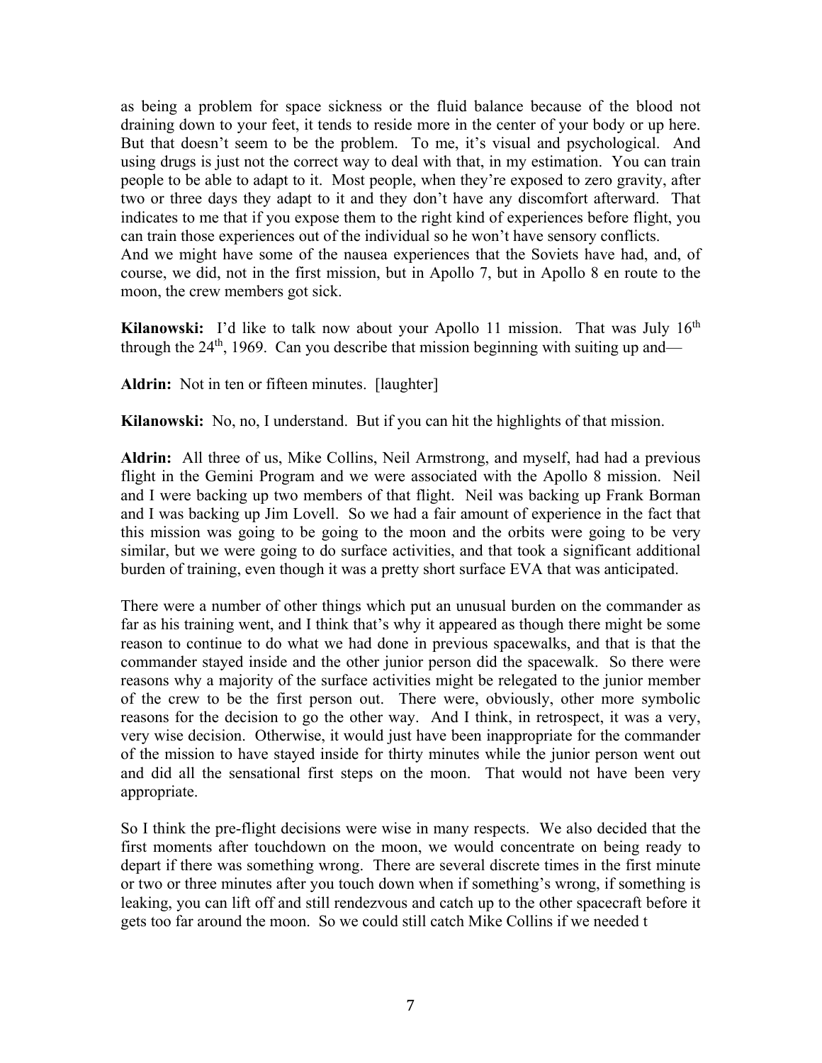as being a problem for space sickness or the fluid balance because of the blood not draining down to your feet, it tends to reside more in the center of your body or up here. But that doesn't seem to be the problem. To me, it's visual and psychological. And using drugs is just not the correct way to deal with that, in my estimation. You can train people to be able to adapt to it. Most people, when they're exposed to zero gravity, after two or three days they adapt to it and they don't have any discomfort afterward. That indicates to me that if you expose them to the right kind of experiences before flight, you can train those experiences out of the individual so he won't have sensory conflicts.
And we might have some of the nausea experiences that the Soviets have had, and, of course, we did, not in the first mission, but in Apollo 7, but in Apollo 8 en route to the moon, the crew members got sick.

**Kilanowski:** I'd like to talk now about your Apollo 11 mission. That was July 16th through the 24th, 1969. Can you describe that mission beginning with suiting up and—

**Aldrin:** Not in ten or fifteen minutes. [laughter]

**Kilanowski:** No, no, I understand. But if you can hit the highlights of that mission.

**Aldrin:** All three of us, Mike Collins, Neil Armstrong, and myself, had had a previous flight in the Gemini Program and we were associated with the Apollo 8 mission. Neil and I were backing up two members of that flight. Neil was backing up Frank Borman and I was backing up Jim Lovell. So we had a fair amount of experience in the fact that this mission was going to be going to the moon and the orbits were going to be very similar, but we were going to do surface activities, and that took a significant additional burden of training, even though it was a pretty short surface EVA that was anticipated.

There were a number of other things which put an unusual burden on the commander as far as his training went, and I think that's why it appeared as though there might be some reason to continue to do what we had done in previous spacewalks, and that is that the commander stayed inside and the other junior person did the spacewalk. So there were reasons why a majority of the surface activities might be relegated to the junior member of the crew to be the first person out. There were, obviously, other more symbolic reasons for the decision to go the other way. And I think, in retrospect, it was a very, very wise decision. Otherwise, it would just have been inappropriate for the commander of the mission to have stayed inside for thirty minutes while the junior person went out and did all the sensational first steps on the moon. That would not have been very appropriate.

So I think the pre-flight decisions were wise in many respects. We also decided that the first moments after touchdown on the moon, we would concentrate on being ready to depart if there was something wrong. There are several discrete times in the first minute or two or three minutes after you touch down when if something's wrong, if something is leaking, you can lift off and still rendezvous and catch up to the other spacecraft before it gets too far around the moon. So we could still catch Mike Collins if we needed t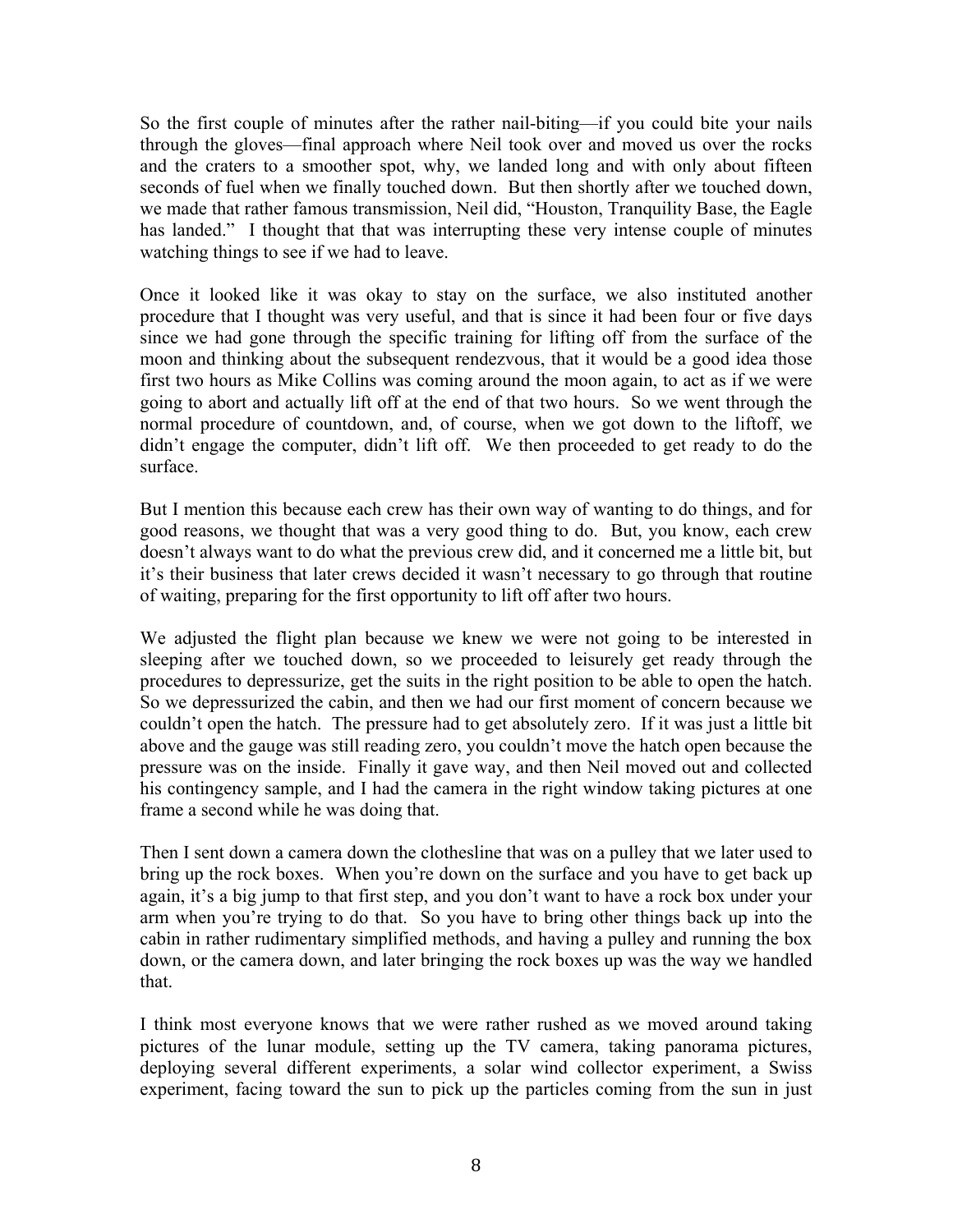So the first couple of minutes after the rather nail-biting—if you could bite your nails through the gloves—final approach where Neil took over and moved us over the rocks and the craters to a smoother spot, why, we landed long and with only about fifteen seconds of fuel when we finally touched down. But then shortly after we touched down, we made that rather famous transmission, Neil did, "Houston, Tranquility Base, the Eagle has landed." I thought that that was interrupting these very intense couple of minutes watching things to see if we had to leave.

Once it looked like it was okay to stay on the surface, we also instituted another procedure that I thought was very useful, and that is since it had been four or five days since we had gone through the specific training for lifting off from the surface of the moon and thinking about the subsequent rendezvous, that it would be a good idea those first two hours as Mike Collins was coming around the moon again, to act as if we were going to abort and actually lift off at the end of that two hours. So we went through the normal procedure of countdown, and, of course, when we got down to the liftoff, we didn't engage the computer, didn't lift off. We then proceeded to get ready to do the surface.

But I mention this because each crew has their own way of wanting to do things, and for good reasons, we thought that was a very good thing to do. But, you know, each crew doesn't always want to do what the previous crew did, and it concerned me a little bit, but it's their business that later crews decided it wasn't necessary to go through that routine of waiting, preparing for the first opportunity to lift off after two hours.

We adjusted the flight plan because we knew we were not going to be interested in sleeping after we touched down, so we proceeded to leisurely get ready through the procedures to depressurize, get the suits in the right position to be able to open the hatch. So we depressurized the cabin, and then we had our first moment of concern because we couldn't open the hatch. The pressure had to get absolutely zero. If it was just a little bit above and the gauge was still reading zero, you couldn't move the hatch open because the pressure was on the inside. Finally it gave way, and then Neil moved out and collected his contingency sample, and I had the camera in the right window taking pictures at one frame a second while he was doing that.

Then I sent down a camera down the clothesline that was on a pulley that we later used to bring up the rock boxes. When you're down on the surface and you have to get back up again, it's a big jump to that first step, and you don't want to have a rock box under your arm when you're trying to do that. So you have to bring other things back up into the cabin in rather rudimentary simplified methods, and having a pulley and running the box down, or the camera down, and later bringing the rock boxes up was the way we handled that.

I think most everyone knows that we were rather rushed as we moved around taking pictures of the lunar module, setting up the TV camera, taking panorama pictures, deploying several different experiments, a solar wind collector experiment, a Swiss experiment, facing toward the sun to pick up the particles coming from the sun in just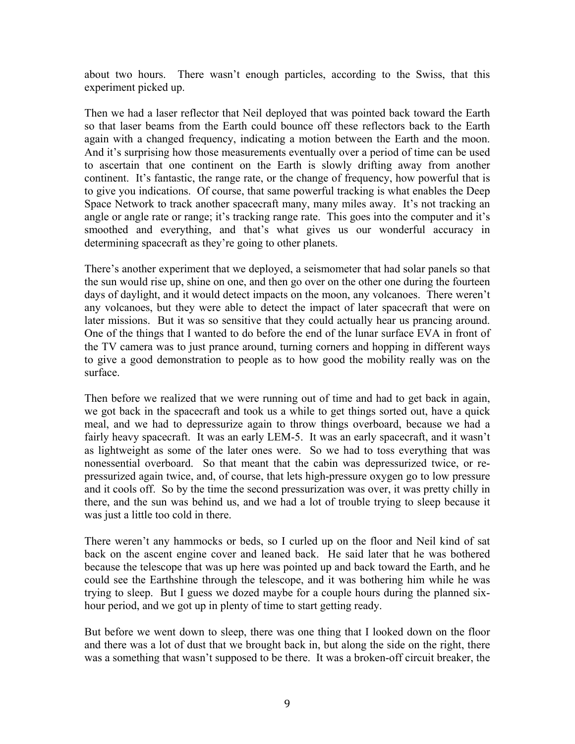about two hours. There wasn't enough particles, according to the Swiss, that this experiment picked up.

Then we had a laser reflector that Neil deployed that was pointed back toward the Earth so that laser beams from the Earth could bounce off these reflectors back to the Earth again with a changed frequency, indicating a motion between the Earth and the moon. And it's surprising how those measurements eventually over a period of time can be used to ascertain that one continent on the Earth is slowly drifting away from another continent. It's fantastic, the range rate, or the change of frequency, how powerful that is to give you indications. Of course, that same powerful tracking is what enables the Deep Space Network to track another spacecraft many, many miles away. It's not tracking an angle or angle rate or range; it's tracking range rate. This goes into the computer and it's smoothed and everything, and that's what gives us our wonderful accuracy in determining spacecraft as they're going to other planets.

There's another experiment that we deployed, a seismometer that had solar panels so that the sun would rise up, shine on one, and then go over on the other one during the fourteen days of daylight, and it would detect impacts on the moon, any volcanoes. There weren't any volcanoes, but they were able to detect the impact of later spacecraft that were on later missions. But it was so sensitive that they could actually hear us prancing around. One of the things that I wanted to do before the end of the lunar surface EVA in front of the TV camera was to just prance around, turning corners and hopping in different ways to give a good demonstration to people as to how good the mobility really was on the surface.

Then before we realized that we were running out of time and had to get back in again, we got back in the spacecraft and took us a while to get things sorted out, have a quick meal, and we had to depressurize again to throw things overboard, because we had a fairly heavy spacecraft. It was an early LEM-5. It was an early spacecraft, and it wasn't as lightweight as some of the later ones were. So we had to toss everything that was nonessential overboard. So that meant that the cabin was depressurized twice, or re-pressurized again twice, and, of course, that lets high-pressure oxygen go to low pressure and it cools off. So by the time the second pressurization was over, it was pretty chilly in there, and the sun was behind us, and we had a lot of trouble trying to sleep because it was just a little too cold in there.

There weren't any hammocks or beds, so I curled up on the floor and Neil kind of sat back on the ascent engine cover and leaned back. He said later that he was bothered because the telescope that was up here was pointed up and back toward the Earth, and he could see the Earthshine through the telescope, and it was bothering him while he was trying to sleep. But I guess we dozed maybe for a couple hours during the planned six-hour period, and we got up in plenty of time to start getting ready.

But before we went down to sleep, there was one thing that I looked down on the floor and there was a lot of dust that we brought back in, but along the side on the right, there was a something that wasn't supposed to be there. It was a broken-off circuit breaker, the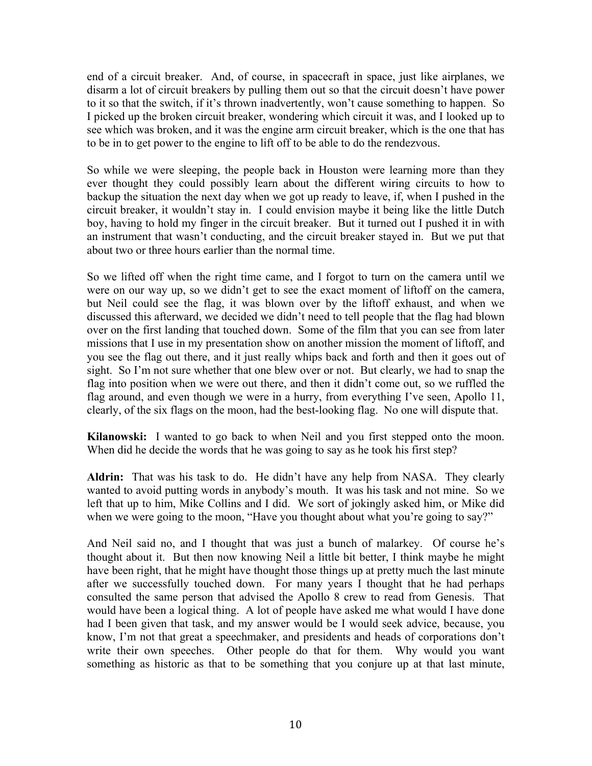end of a circuit breaker. And, of course, in spacecraft in space, just like airplanes, we disarm a lot of circuit breakers by pulling them out so that the circuit doesn't have power to it so that the switch, if it's thrown inadvertently, won't cause something to happen. So I picked up the broken circuit breaker, wondering which circuit it was, and I looked up to see which was broken, and it was the engine arm circuit breaker, which is the one that has to be in to get power to the engine to lift off to be able to do the rendezvous.

So while we were sleeping, the people back in Houston were learning more than they ever thought they could possibly learn about the different wiring circuits to how to backup the situation the next day when we got up ready to leave, if, when I pushed in the circuit breaker, it wouldn't stay in. I could envision maybe it being like the little Dutch boy, having to hold my finger in the circuit breaker. But it turned out I pushed it in with an instrument that wasn't conducting, and the circuit breaker stayed in. But we put that about two or three hours earlier than the normal time.

So we lifted off when the right time came, and I forgot to turn on the camera until we were on our way up, so we didn't get to see the exact moment of liftoff on the camera, but Neil could see the flag, it was blown over by the liftoff exhaust, and when we discussed this afterward, we decided we didn't need to tell people that the flag had blown over on the first landing that touched down. Some of the film that you can see from later missions that I use in my presentation show on another mission the moment of liftoff, and you see the flag out there, and it just really whips back and forth and then it goes out of sight. So I'm not sure whether that one blew over or not. But clearly, we had to snap the flag into position when we were out there, and then it didn't come out, so we ruffled the flag around, and even though we were in a hurry, from everything I've seen, Apollo 11, clearly, of the six flags on the moon, had the best-looking flag. No one will dispute that.

**Kilanowski:** I wanted to go back to when Neil and you first stepped onto the moon. When did he decide the words that he was going to say as he took his first step?

**Aldrin:** That was his task to do. He didn't have any help from NASA. They clearly wanted to avoid putting words in anybody's mouth. It was his task and not mine. So we left that up to him, Mike Collins and I did. We sort of jokingly asked him, or Mike did when we were going to the moon, "Have you thought about what you're going to say?"

And Neil said no, and I thought that was just a bunch of malarkey. Of course he's thought about it. But then now knowing Neil a little bit better, I think maybe he might have been right, that he might have thought those things up at pretty much the last minute after we successfully touched down. For many years I thought that he had perhaps consulted the same person that advised the Apollo 8 crew to read from Genesis. That would have been a logical thing. A lot of people have asked me what would I have done had I been given that task, and my answer would be I would seek advice, because, you know, I'm not that great a speechmaker, and presidents and heads of corporations don't write their own speeches. Other people do that for them. Why would you want something as historic as that to be something that you conjure up at that last minute,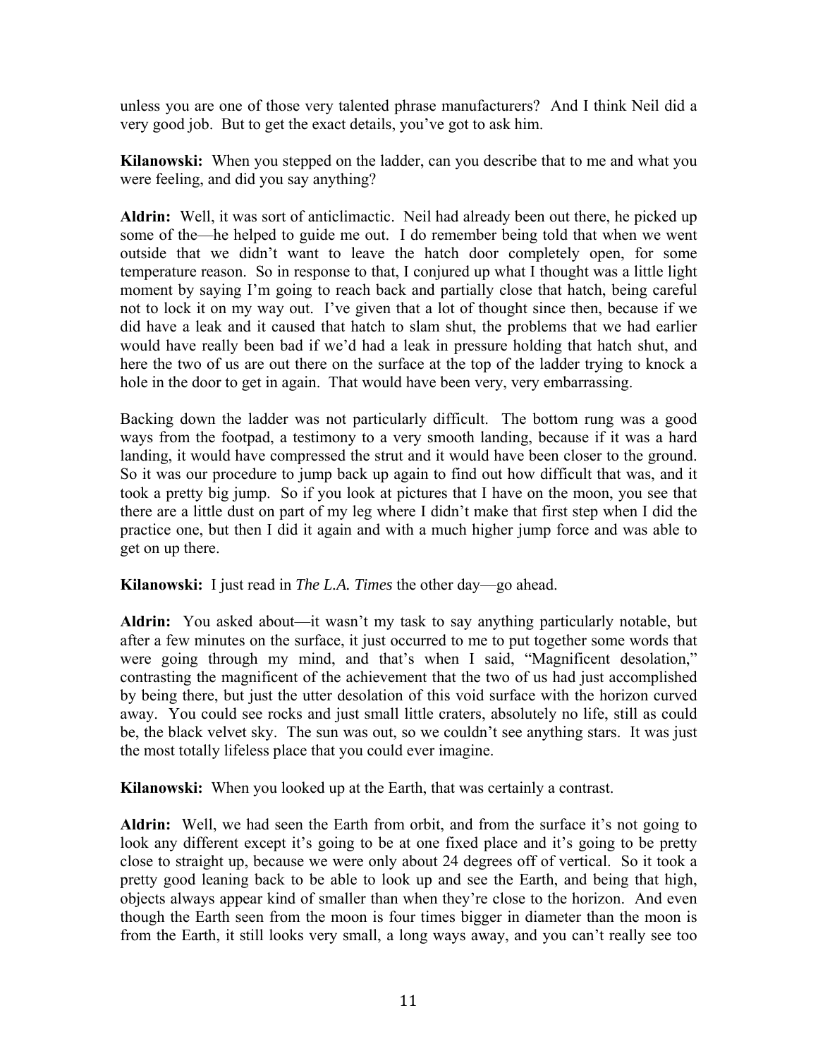unless you are one of those very talented phrase manufacturers? And I think Neil did a very good job. But to get the exact details, you've got to ask him.

**Kilanowski:** When you stepped on the ladder, can you describe that to me and what you were feeling, and did you say anything?

**Aldrin:** Well, it was sort of anticlimactic. Neil had already been out there, he picked up some of the—he helped to guide me out. I do remember being told that when we went outside that we didn't want to leave the hatch door completely open, for some temperature reason. So in response to that, I conjured up what I thought was a little light moment by saying I'm going to reach back and partially close that hatch, being careful not to lock it on my way out. I've given that a lot of thought since then, because if we did have a leak and it caused that hatch to slam shut, the problems that we had earlier would have really been bad if we'd had a leak in pressure holding that hatch shut, and here the two of us are out there on the surface at the top of the ladder trying to knock a hole in the door to get in again. That would have been very, very embarrassing.

Backing down the ladder was not particularly difficult. The bottom rung was a good ways from the footpad, a testimony to a very smooth landing, because if it was a hard landing, it would have compressed the strut and it would have been closer to the ground. So it was our procedure to jump back up again to find out how difficult that was, and it took a pretty big jump. So if you look at pictures that I have on the moon, you see that there are a little dust on part of my leg where I didn't make that first step when I did the practice one, but then I did it again and with a much higher jump force and was able to get on up there.

**Kilanowski:** I just read in *The L.A. Times* the other day—go ahead.

**Aldrin:** You asked about—it wasn't my task to say anything particularly notable, but after a few minutes on the surface, it just occurred to me to put together some words that were going through my mind, and that's when I said, "Magnificent desolation," contrasting the magnificent of the achievement that the two of us had just accomplished by being there, but just the utter desolation of this void surface with the horizon curved away. You could see rocks and just small little craters, absolutely no life, still as could be, the black velvet sky. The sun was out, so we couldn't see anything stars. It was just the most totally lifeless place that you could ever imagine.

**Kilanowski:** When you looked up at the Earth, that was certainly a contrast.

**Aldrin:** Well, we had seen the Earth from orbit, and from the surface it's not going to look any different except it's going to be at one fixed place and it's going to be pretty close to straight up, because we were only about 24 degrees off of vertical. So it took a pretty good leaning back to be able to look up and see the Earth, and being that high, objects always appear kind of smaller than when they're close to the horizon. And even though the Earth seen from the moon is four times bigger in diameter than the moon is from the Earth, it still looks very small, a long ways away, and you can't really see too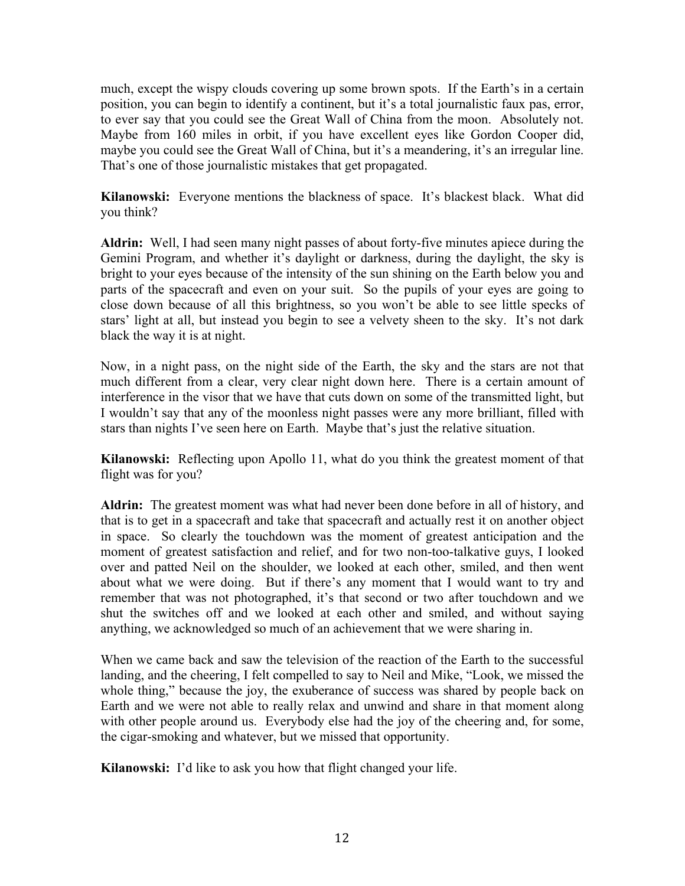much, except the wispy clouds covering up some brown spots. If the Earth's in a certain position, you can begin to identify a continent, but it's a total journalistic faux pas, error, to ever say that you could see the Great Wall of China from the moon. Absolutely not. Maybe from 160 miles in orbit, if you have excellent eyes like Gordon Cooper did, maybe you could see the Great Wall of China, but it's a meandering, it's an irregular line. That's one of those journalistic mistakes that get propagated.

**Kilanowski:** Everyone mentions the blackness of space. It's blackest black. What did you think?

**Aldrin:** Well, I had seen many night passes of about forty-five minutes apiece during the Gemini Program, and whether it's daylight or darkness, during the daylight, the sky is bright to your eyes because of the intensity of the sun shining on the Earth below you and parts of the spacecraft and even on your suit. So the pupils of your eyes are going to close down because of all this brightness, so you won't be able to see little specks of stars' light at all, but instead you begin to see a velvety sheen to the sky. It's not dark black the way it is at night.

Now, in a night pass, on the night side of the Earth, the sky and the stars are not that much different from a clear, very clear night down here. There is a certain amount of interference in the visor that we have that cuts down on some of the transmitted light, but I wouldn't say that any of the moonless night passes were any more brilliant, filled with stars than nights I've seen here on Earth. Maybe that's just the relative situation.

**Kilanowski:** Reflecting upon Apollo 11, what do you think the greatest moment of that flight was for you?

**Aldrin:** The greatest moment was what had never been done before in all of history, and that is to get in a spacecraft and take that spacecraft and actually rest it on another object in space. So clearly the touchdown was the moment of greatest anticipation and the moment of greatest satisfaction and relief, and for two non-too-talkative guys, I looked over and patted Neil on the shoulder, we looked at each other, smiled, and then went about what we were doing. But if there's any moment that I would want to try and remember that was not photographed, it's that second or two after touchdown and we shut the switches off and we looked at each other and smiled, and without saying anything, we acknowledged so much of an achievement that we were sharing in.

When we came back and saw the television of the reaction of the Earth to the successful landing, and the cheering, I felt compelled to say to Neil and Mike, "Look, we missed the whole thing," because the joy, the exuberance of success was shared by people back on Earth and we were not able to really relax and unwind and share in that moment along with other people around us. Everybody else had the joy of the cheering and, for some, the cigar-smoking and whatever, but we missed that opportunity.

**Kilanowski:** I'd like to ask you how that flight changed your life.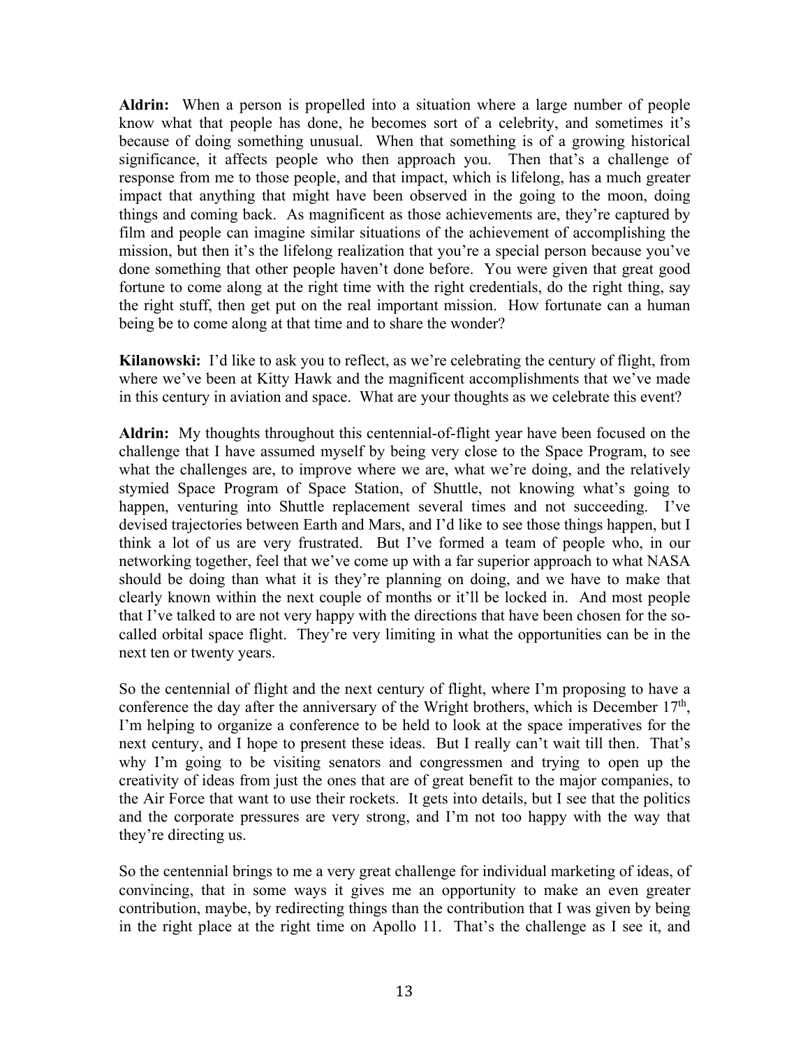**Aldrin:** When a person is propelled into a situation where a large number of people know what that people has done, he becomes sort of a celebrity, and sometimes it's because of doing something unusual. When that something is of a growing historical significance, it affects people who then approach you. Then that's a challenge of response from me to those people, and that impact, which is lifelong, has a much greater impact that anything that might have been observed in the going to the moon, doing things and coming back. As magnificent as those achievements are, they're captured by film and people can imagine similar situations of the achievement of accomplishing the mission, but then it's the lifelong realization that you're a special person because you've done something that other people haven't done before. You were given that great good fortune to come along at the right time with the right credentials, do the right thing, say the right stuff, then get put on the real important mission. How fortunate can a human being be to come along at that time and to share the wonder?

**Kilanowski:** I'd like to ask you to reflect, as we're celebrating the century of flight, from where we've been at Kitty Hawk and the magnificent accomplishments that we've made in this century in aviation and space. What are your thoughts as we celebrate this event?

**Aldrin:** My thoughts throughout this centennial-of-flight year have been focused on the challenge that I have assumed myself by being very close to the Space Program, to see what the challenges are, to improve where we are, what we're doing, and the relatively stymied Space Program of Space Station, of Shuttle, not knowing what's going to happen, venturing into Shuttle replacement several times and not succeeding. I've devised trajectories between Earth and Mars, and I'd like to see those things happen, but I think a lot of us are very frustrated. But I've formed a team of people who, in our networking together, feel that we've come up with a far superior approach to what NASA should be doing than what it is they're planning on doing, and we have to make that clearly known within the next couple of months or it'll be locked in. And most people that I've talked to are not very happy with the directions that have been chosen for the so-called orbital space flight. They're very limiting in what the opportunities can be in the next ten or twenty years.

So the centennial of flight and the next century of flight, where I'm proposing to have a conference the day after the anniversary of the Wright brothers, which is December 17th, I'm helping to organize a conference to be held to look at the space imperatives for the next century, and I hope to present these ideas. But I really can't wait till then. That's why I'm going to be visiting senators and congressmen and trying to open up the creativity of ideas from just the ones that are of great benefit to the major companies, to the Air Force that want to use their rockets. It gets into details, but I see that the politics and the corporate pressures are very strong, and I'm not too happy with the way that they're directing us.

So the centennial brings to me a very great challenge for individual marketing of ideas, of convincing, that in some ways it gives me an opportunity to make an even greater contribution, maybe, by redirecting things than the contribution that I was given by being in the right place at the right time on Apollo 11. That's the challenge as I see it, and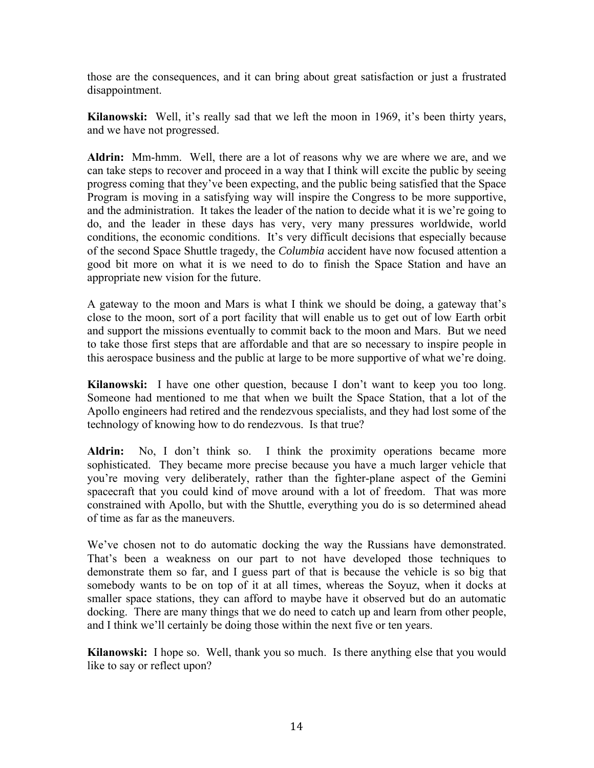those are the consequences, and it can bring about great satisfaction or just a frustrated disappointment.

**Kilanowski:** Well, it's really sad that we left the moon in 1969, it's been thirty years, and we have not progressed.

**Aldrin:** Mm-hmm. Well, there are a lot of reasons why we are where we are, and we can take steps to recover and proceed in a way that I think will excite the public by seeing progress coming that they've been expecting, and the public being satisfied that the Space Program is moving in a satisfying way will inspire the Congress to be more supportive, and the administration. It takes the leader of the nation to decide what it is we're going to do, and the leader in these days has very, very many pressures worldwide, world conditions, the economic conditions. It's very difficult decisions that especially because of the second Space Shuttle tragedy, the *Columbia* accident have now focused attention a good bit more on what it is we need to do to finish the Space Station and have an appropriate new vision for the future.

A gateway to the moon and Mars is what I think we should be doing, a gateway that's close to the moon, sort of a port facility that will enable us to get out of low Earth orbit and support the missions eventually to commit back to the moon and Mars. But we need to take those first steps that are affordable and that are so necessary to inspire people in this aerospace business and the public at large to be more supportive of what we're doing.

**Kilanowski:** I have one other question, because I don't want to keep you too long. Someone had mentioned to me that when we built the Space Station, that a lot of the Apollo engineers had retired and the rendezvous specialists, and they had lost some of the technology of knowing how to do rendezvous. Is that true?

**Aldrin:** No, I don't think so. I think the proximity operations became more sophisticated. They became more precise because you have a much larger vehicle that you're moving very deliberately, rather than the fighter-plane aspect of the Gemini spacecraft that you could kind of move around with a lot of freedom. That was more constrained with Apollo, but with the Shuttle, everything you do is so determined ahead of time as far as the maneuvers.

We've chosen not to do automatic docking the way the Russians have demonstrated. That's been a weakness on our part to not have developed those techniques to demonstrate them so far, and I guess part of that is because the vehicle is so big that somebody wants to be on top of it at all times, whereas the Soyuz, when it docks at smaller space stations, they can afford to maybe have it observed but do an automatic docking. There are many things that we do need to catch up and learn from other people, and I think we'll certainly be doing those within the next five or ten years.

**Kilanowski:** I hope so. Well, thank you so much. Is there anything else that you would like to say or reflect upon?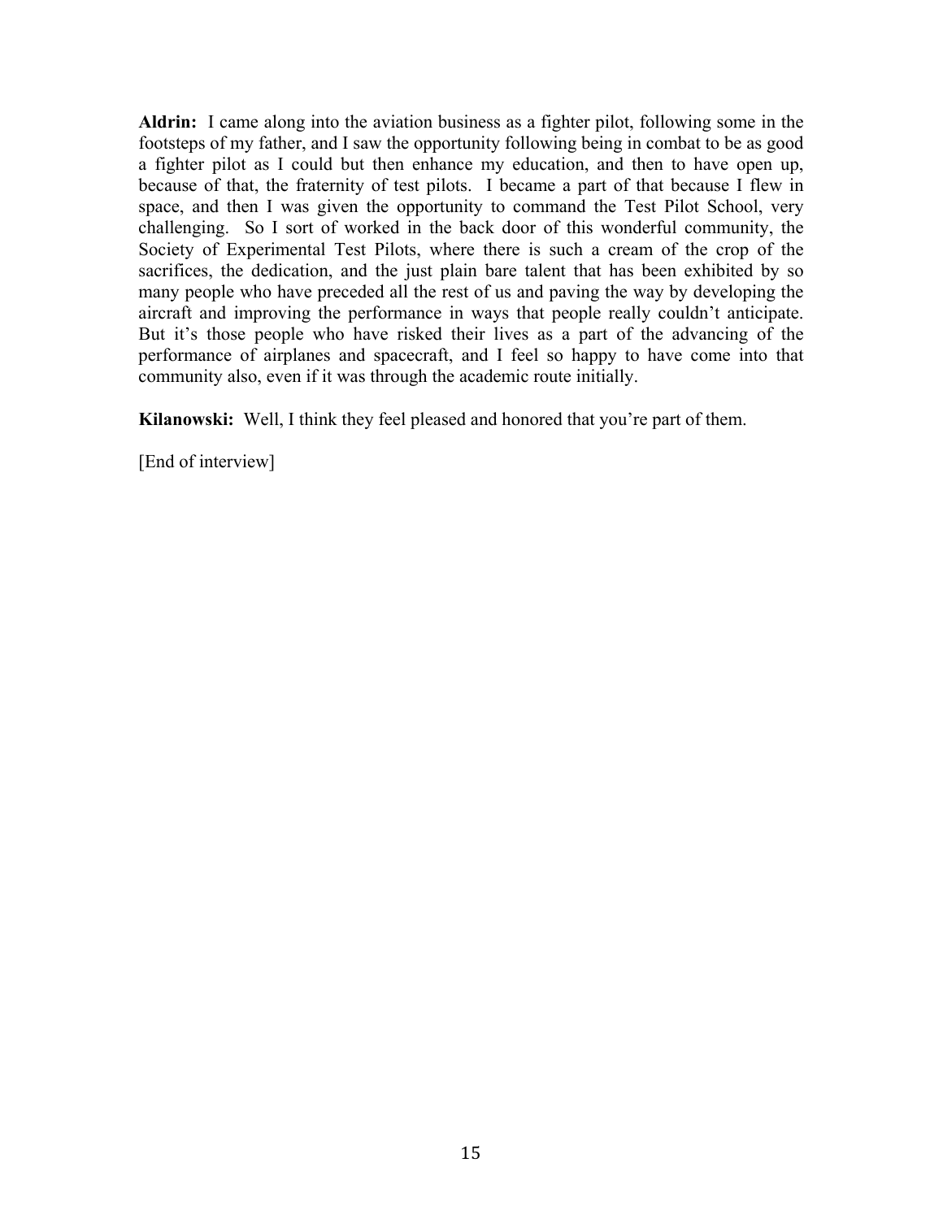**Aldrin:** I came along into the aviation business as a fighter pilot, following some in the footsteps of my father, and I saw the opportunity following being in combat to be as good a fighter pilot as I could but then enhance my education, and then to have open up, because of that, the fraternity of test pilots. I became a part of that because I flew in space, and then I was given the opportunity to command the Test Pilot School, very challenging. So I sort of worked in the back door of this wonderful community, the Society of Experimental Test Pilots, where there is such a cream of the crop of the sacrifices, the dedication, and the just plain bare talent that has been exhibited by so many people who have preceded all the rest of us and paving the way by developing the aircraft and improving the performance in ways that people really couldn't anticipate. But it's those people who have risked their lives as a part of the advancing of the performance of airplanes and spacecraft, and I feel so happy to have come into that community also, even if it was through the academic route initially.

**Kilanowski:** Well, I think they feel pleased and honored that you're part of them.

[End of interview]